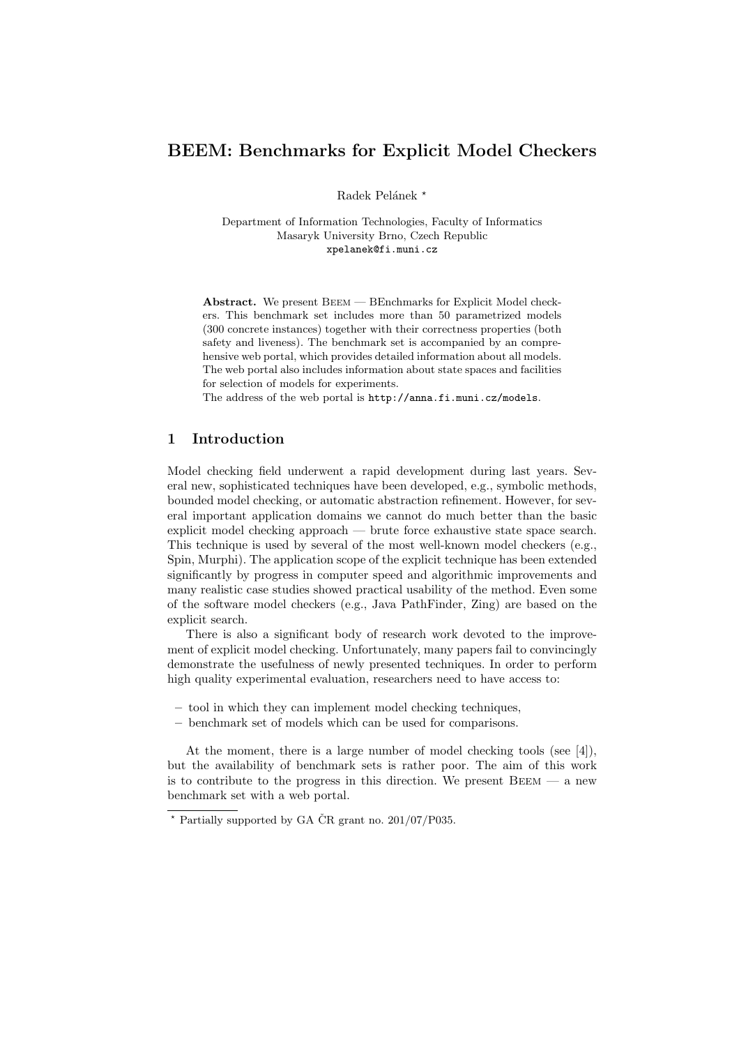# BEEM: Benchmarks for Explicit Model Checkers

Radek Pelánek *

Department of Information Technologies, Faculty of Informatics
Masaryk University Brno, Czech Republic
xpelanek@fi.muni.cz

**Abstract.** We present Beem — BEnchmarks for Explicit Model checkers. This benchmark set includes more than 50 parametrized models (300 concrete instances) together with their correctness properties (both safety and liveness). The benchmark set is accompanied by an comprehensive web portal, which provides detailed information about all models. The web portal also includes information about state spaces and facilities for selection of models for experiments.
The address of the web portal is http://anna.fi.muni.cz/models.

## 1 Introduction

Model checking field underwent a rapid development during last years. Several new, sophisticated techniques have been developed, e.g., symbolic methods, bounded model checking, or automatic abstraction refinement. However, for several important application domains we cannot do much better than the basic explicit model checking approach — brute force exhaustive state space search. This technique is used by several of the most well-known model checkers (e.g., Spin, Murphi). The application scope of the explicit technique has been extended significantly by progress in computer speed and algorithmic improvements and many realistic case studies showed practical usability of the method. Even some of the software model checkers (e.g., Java PathFinder, Zing) are based on the explicit search.

There is also a significant body of research work devoted to the improvement of explicit model checking. Unfortunately, many papers fail to convincingly demonstrate the usefulness of newly presented techniques. In order to perform high quality experimental evaluation, researchers need to have access to:

- tool in which they can implement model checking techniques,
- benchmark set of models which can be used for comparisons.

At the moment, there is a large number of model checking tools (see [4]), but the availability of benchmark sets is rather poor. The aim of this work is to contribute to the progress in this direction. We present Beem — a new benchmark set with a web portal.

* Partially supported by GA ČR grant no. 201/07/P035.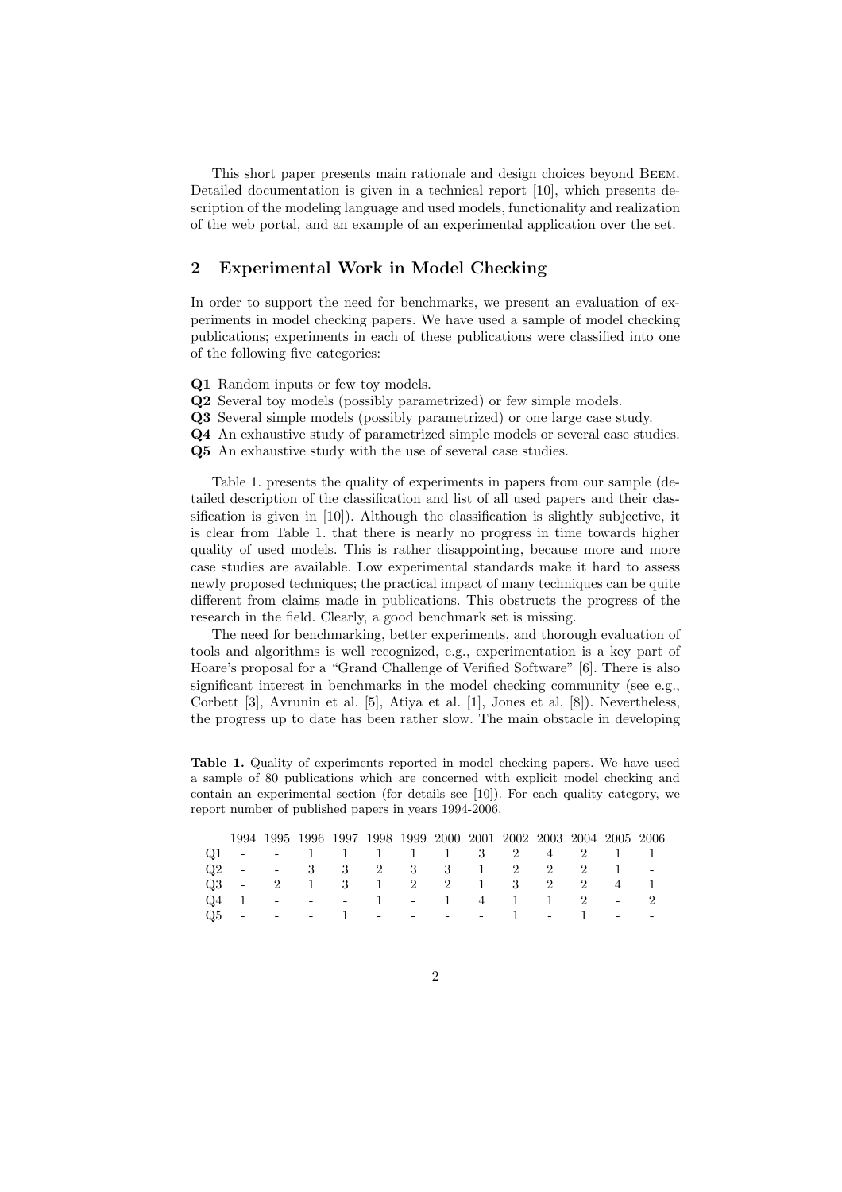This short paper presents main rationale and design choices beyond BEEM. Detailed documentation is given in a technical report [10], which presents description of the modeling language and used models, functionality and realization of the web portal, and an example of an experimental application over the set.

## 2 Experimental Work in Model Checking

In order to support the need for benchmarks, we present an evaluation of experiments in model checking papers. We have used a sample of model checking publications; experiments in each of these publications were classified into one of the following five categories:

**Q1** Random inputs or few toy models.
**Q2** Several toy models (possibly parametrized) or few simple models.
**Q3** Several simple models (possibly parametrized) or one large case study.
**Q4** An exhaustive study of parametrized simple models or several case studies.
**Q5** An exhaustive study with the use of several case studies.

Table 1. presents the quality of experiments in papers from our sample (detailed description of the classification and list of all used papers and their classification is given in [10]). Although the classification is slightly subjective, it is clear from Table 1. that there is nearly no progress in time towards higher quality of used models. This is rather disappointing, because more and more case studies are available. Low experimental standards make it hard to assess newly proposed techniques; the practical impact of many techniques can be quite different from claims made in publications. This obstructs the progress of the research in the field. Clearly, a good benchmark set is missing.

The need for benchmarking, better experiments, and thorough evaluation of tools and algorithms is well recognized, e.g., experimentation is a key part of Hoare's proposal for a "Grand Challenge of Verified Software" [6]. There is also significant interest in benchmarks in the model checking community (see e.g., Corbett [3], Avrunin et al. [5], Atiya et al. [1], Jones et al. [8]). Nevertheless, the progress up to date has been rather slow. The main obstacle in developing

**Table 1.** Quality of experiments reported in model checking papers. We have used a sample of 80 publications which are concerned with explicit model checking and contain an experimental section (for details see [10]). For each quality category, we report number of published papers in years 1994-2006.

| | 1994 | 1995 | 1996 | 1997 | 1998 | 1999 | 2000 | 2001 | 2002 | 2003 | 2004 | 2005 | 2006 |
|---|---|---|---|---|---|---|---|---|---|---|---|---|---|
| Q1 | - | - | 1 | 1 | 1 | 1 | 1 | 3 | 2 | 4 | 2 | 1 | 1 |
| Q2 | - | - | 3 | 3 | 2 | 3 | 3 | 1 | 2 | 2 | 2 | 1 | - |
| Q3 | - | 2 | 1 | 3 | 1 | 2 | 2 | 1 | 3 | 2 | 2 | 4 | 1 |
| Q4 | 1 | - | - | - | 1 | - | 1 | 4 | 1 | 1 | 2 | - | 2 |
| Q5 | - | - | - | 1 | - | - | - | - | 1 | - | 1 | - | - |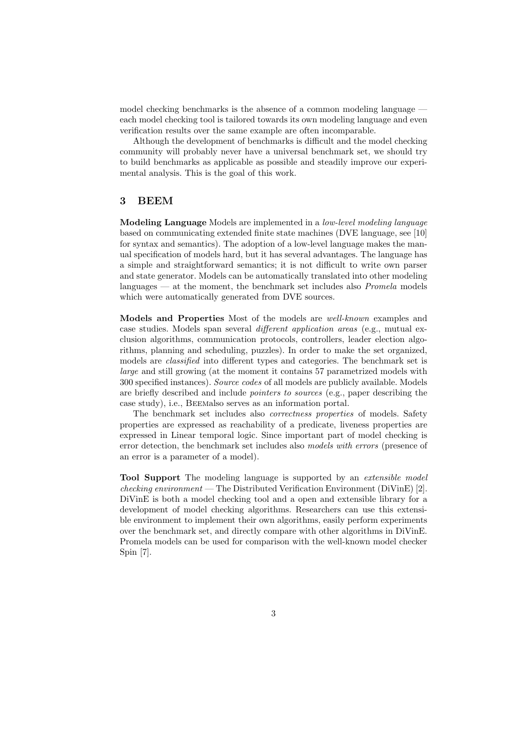model checking benchmarks is the absence of a common modeling language — each model checking tool is tailored towards its own modeling language and even verification results over the same example are often incomparable.

Although the development of benchmarks is difficult and the model checking community will probably never have a universal benchmark set, we should try to build benchmarks as applicable as possible and steadily improve our experimental analysis. This is the goal of this work.

## 3 BEEM

**Modeling Language** Models are implemented in a *low-level modeling language* based on communicating extended finite state machines (DVE language, see [10] for syntax and semantics). The adoption of a low-level language makes the manual specification of models hard, but it has several advantages. The language has a simple and straightforward semantics; it is not difficult to write own parser and state generator. Models can be automatically translated into other modeling languages — at the moment, the benchmark set includes also *Promela* models which were automatically generated from DVE sources.

**Models and Properties** Most of the models are *well-known* examples and case studies. Models span several *different application areas* (e.g., mutual exclusion algorithms, communication protocols, controllers, leader election algorithms, planning and scheduling, puzzles). In order to make the set organized, models are *classified* into different types and categories. The benchmark set is *large* and still growing (at the moment it contains 57 parametrized models with 300 specified instances). *Source codes* of all models are publicly available. Models are briefly described and include *pointers to sources* (e.g., paper describing the case study), i.e., BEEMalso serves as an information portal.

The benchmark set includes also *correctness properties* of models. Safety properties are expressed as reachability of a predicate, liveness properties are expressed in Linear temporal logic. Since important part of model checking is error detection, the benchmark set includes also *models with errors* (presence of an error is a parameter of a model).

**Tool Support** The modeling language is supported by an *extensible model checking environment* — The Distributed Verification Environment (DiVinE) [2]. DiVinE is both a model checking tool and a open and extensible library for a development of model checking algorithms. Researchers can use this extensible environment to implement their own algorithms, easily perform experiments over the benchmark set, and directly compare with other algorithms in DiVinE. Promela models can be used for comparison with the well-known model checker Spin [7].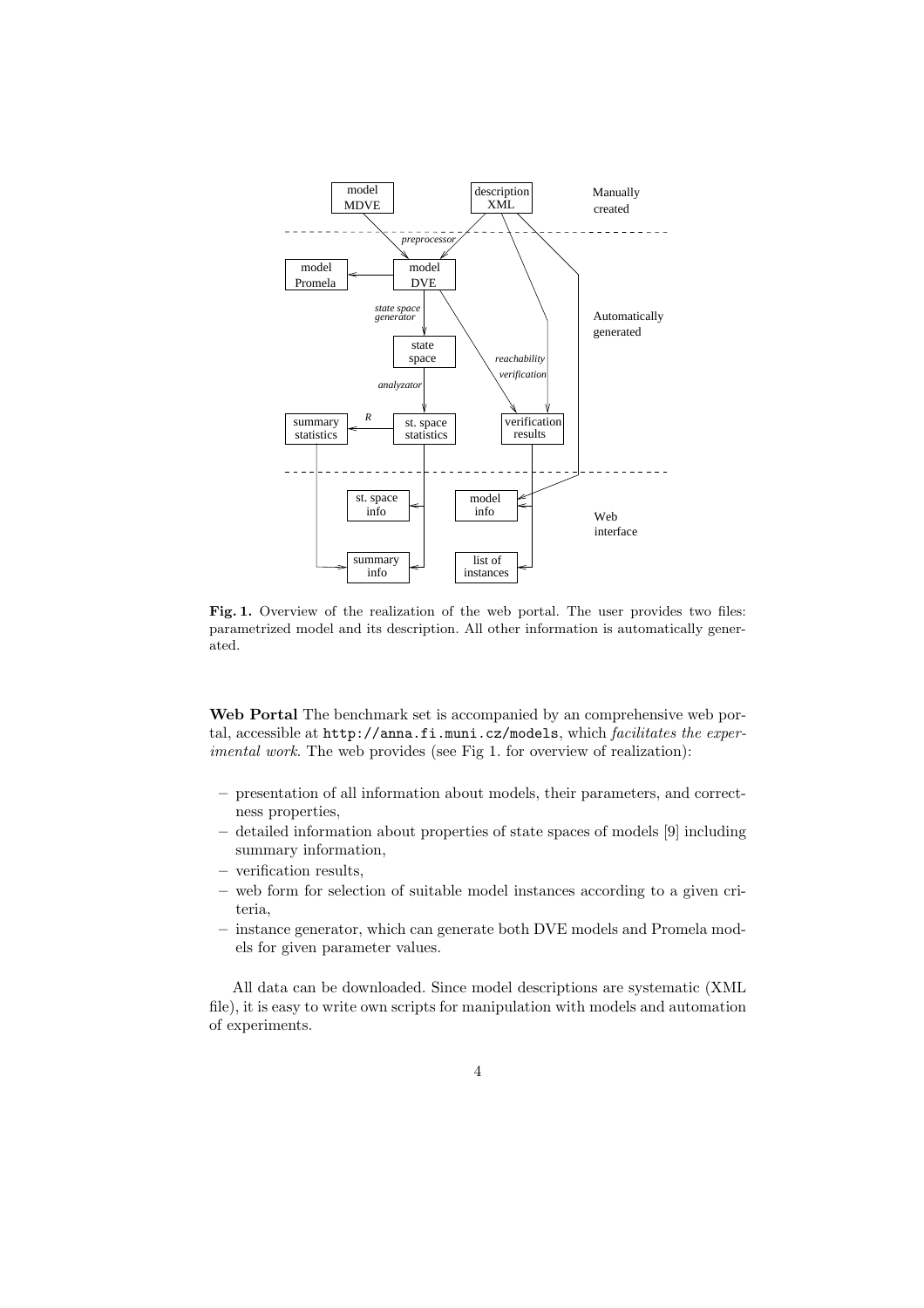model MDVE

description XML

Manually created

preprocessor

model Promela

model DVE

state space generator

Automatically generated

state space

reachability verification

analyzator

summary statistics

R

st. space statistics

verification results

st. space info

model info

Web interface

summary info

list of instances

**Fig. 1.** Overview of the realization of the web portal. The user provides two files: parametrized model and its description. All other information is automatically generated.

**Web Portal** The benchmark set is accompanied by an comprehensive web portal, accessible at `http://anna.fi.muni.cz/models`, which *facilitates the experimental work*. The web provides (see Fig 1. for overview of realization):

- presentation of all information about models, their parameters, and correctness properties,
- detailed information about properties of state spaces of models [9] including summary information,
- verification results,
- web form for selection of suitable model instances according to a given criteria,
- instance generator, which can generate both DVE models and Promela models for given parameter values.

All data can be downloaded. Since model descriptions are systematic (XML file), it is easy to write own scripts for manipulation with models and automation of experiments.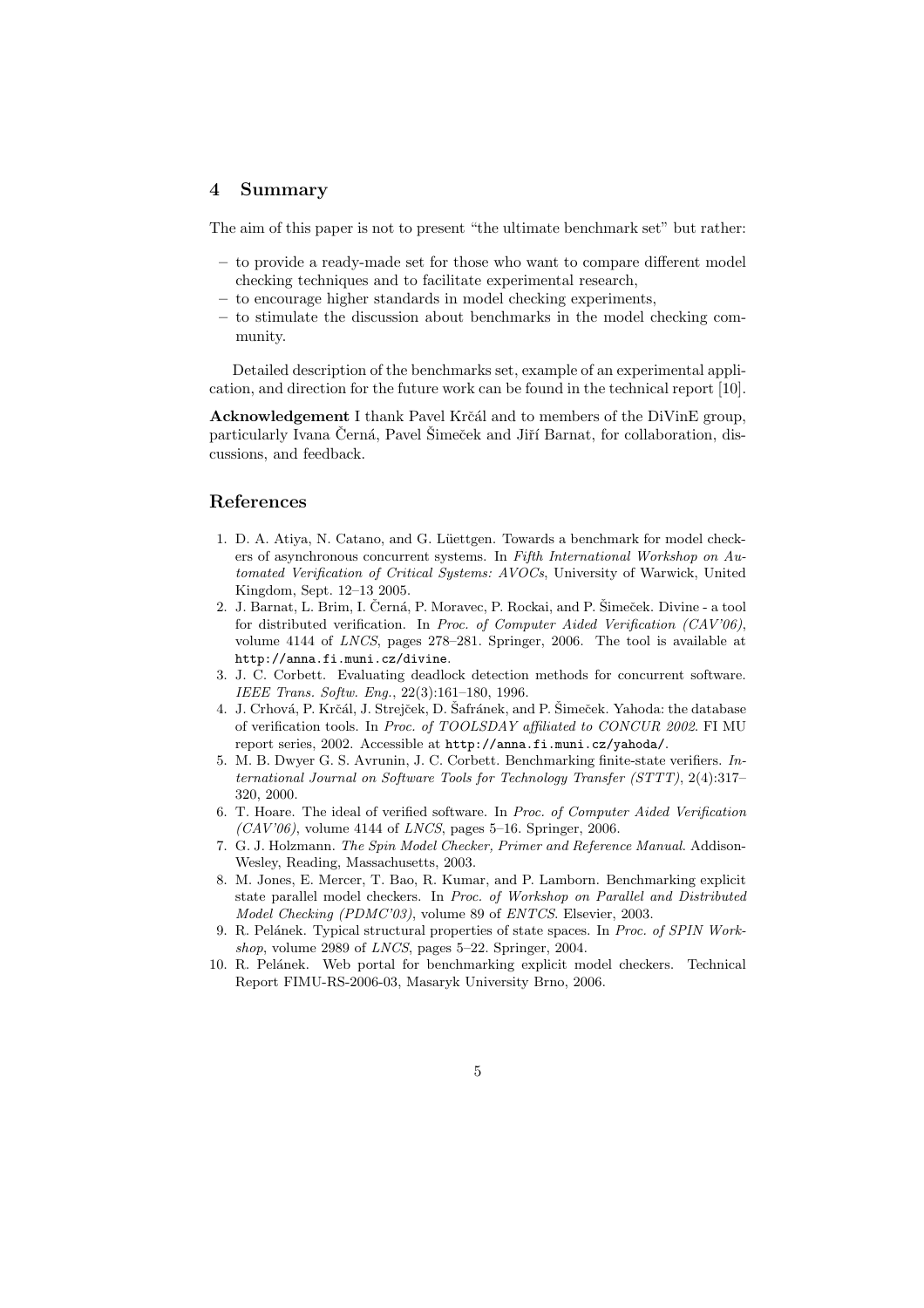## 4 Summary

The aim of this paper is not to present "the ultimate benchmark set" but rather:

- to provide a ready-made set for those who want to compare different model checking techniques and to facilitate experimental research,
- to encourage higher standards in model checking experiments,
- to stimulate the discussion about benchmarks in the model checking community.

Detailed description of the benchmarks set, example of an experimental application, and direction for the future work can be found in the technical report [10].

**Acknowledgement** I thank Pavel Krčál and to members of the DiVinE group, particularly Ivana Černá, Pavel Šimeček and Jiří Barnat, for collaboration, discussions, and feedback.

## References

1. D. A. Atiya, N. Catano, and G. Lüettgen. Towards a benchmark for model checkers of asynchronous concurrent systems. In *Fifth International Workshop on Automated Verification of Critical Systems: AVOCs*, University of Warwick, United Kingdom, Sept. 12–13 2005.
2. J. Barnat, L. Brim, I. Černá, P. Moravec, P. Rockai, and P. Šimeček. Divine - a tool for distributed verification. In *Proc. of Computer Aided Verification (CAV'06)*, volume 4144 of *LNCS*, pages 278–281. Springer, 2006. The tool is available at `http://anna.fi.muni.cz/divine`.
3. J. C. Corbett. Evaluating deadlock detection methods for concurrent software. *IEEE Trans. Softw. Eng.*, 22(3):161–180, 1996.
4. J. Crhová, P. Krčál, J. Strejček, D. Šafránek, and P. Šimeček. Yahoda: the database of verification tools. In *Proc. of TOOLSDAY affiliated to CONCUR 2002*. FI MU report series, 2002. Accessible at `http://anna.fi.muni.cz/yahoda/`.
5. M. B. Dwyer G. S. Avrunin, J. C. Corbett. Benchmarking finite-state verifiers. *International Journal on Software Tools for Technology Transfer (STTT)*, 2(4):317–320, 2000.
6. T. Hoare. The ideal of verified software. In *Proc. of Computer Aided Verification (CAV'06)*, volume 4144 of *LNCS*, pages 5–16. Springer, 2006.
7. G. J. Holzmann. *The Spin Model Checker, Primer and Reference Manual*. Addison-Wesley, Reading, Massachusetts, 2003.
8. M. Jones, E. Mercer, T. Bao, R. Kumar, and P. Lamborn. Benchmarking explicit state parallel model checkers. In *Proc. of Workshop on Parallel and Distributed Model Checking (PDMC'03)*, volume 89 of *ENTCS*. Elsevier, 2003.
9. R. Pelánek. Typical structural properties of state spaces. In *Proc. of SPIN Workshop*, volume 2989 of *LNCS*, pages 5–22. Springer, 2004.
10. R. Pelánek. Web portal for benchmarking explicit model checkers. Technical Report FIMU-RS-2006-03, Masaryk University Brno, 2006.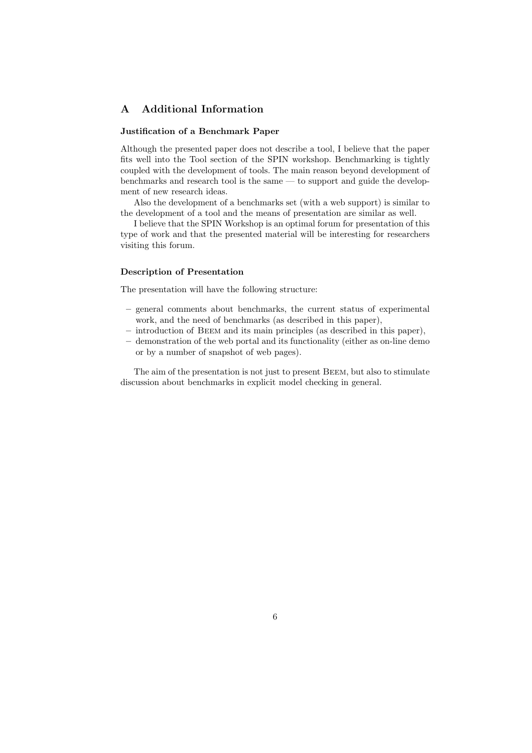## A Additional Information

### Justification of a Benchmark Paper

Although the presented paper does not describe a tool, I believe that the paper fits well into the Tool section of the SPIN workshop. Benchmarking is tightly coupled with the development of tools. The main reason beyond development of benchmarks and research tool is the same — to support and guide the development of new research ideas.

Also the development of a benchmarks set (with a web support) is similar to the development of a tool and the means of presentation are similar as well.

I believe that the SPIN Workshop is an optimal forum for presentation of this type of work and that the presented material will be interesting for researchers visiting this forum.

### Description of Presentation

The presentation will have the following structure:

- general comments about benchmarks, the current status of experimental work, and the need of benchmarks (as described in this paper),
- introduction of Beem and its main principles (as described in this paper),
- demonstration of the web portal and its functionality (either as on-line demo or by a number of snapshot of web pages).

The aim of the presentation is not just to present Beem, but also to stimulate discussion about benchmarks in explicit model checking in general.